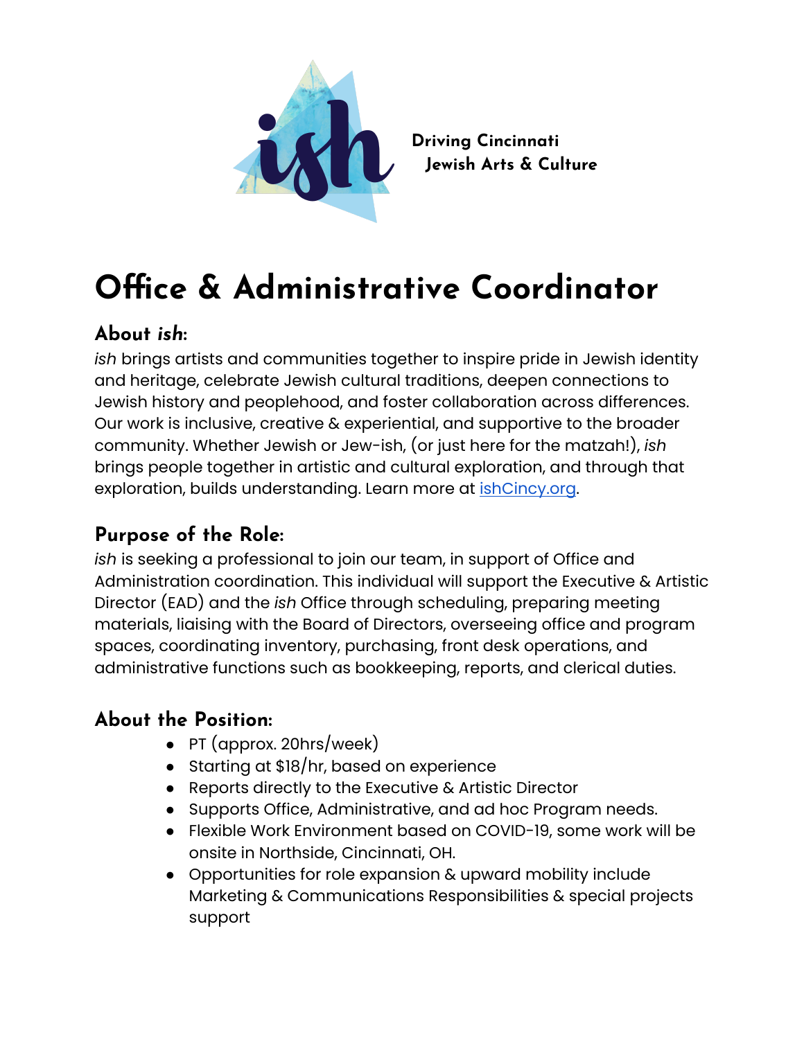ish

Driving Cincinnati
Jewish Arts & Culture

# Office & Administrative Coordinator

## About *ish*:

*ish* brings artists and communities together to inspire pride in Jewish identity and heritage, celebrate Jewish cultural traditions, deepen connections to Jewish history and peoplehood, and foster collaboration across differences. Our work is inclusive, creative & experiential, and supportive to the broader community. Whether Jewish or Jew-ish, (or just here for the matzah!), *ish* brings people together in artistic and cultural exploration, and through that exploration, builds understanding. Learn more at [ishCincy.org](ishCincy.org).

## Purpose of the Role:

*ish* is seeking a professional to join our team, in support of Office and Administration coordination. This individual will support the Executive & Artistic Director (EAD) and the *ish* Office through scheduling, preparing meeting materials, liaising with the Board of Directors, overseeing office and program spaces, coordinating inventory, purchasing, front desk operations, and administrative functions such as bookkeeping, reports, and clerical duties.

## About the Position:

- PT (approx. 20hrs/week)
- Starting at $18/hr, based on experience
- Reports directly to the Executive & Artistic Director
- Supports Office, Administrative, and ad hoc Program needs.
- Flexible Work Environment based on COVID-19, some work will be onsite in Northside, Cincinnati, OH.
- Opportunities for role expansion & upward mobility include Marketing & Communications Responsibilities & special projects support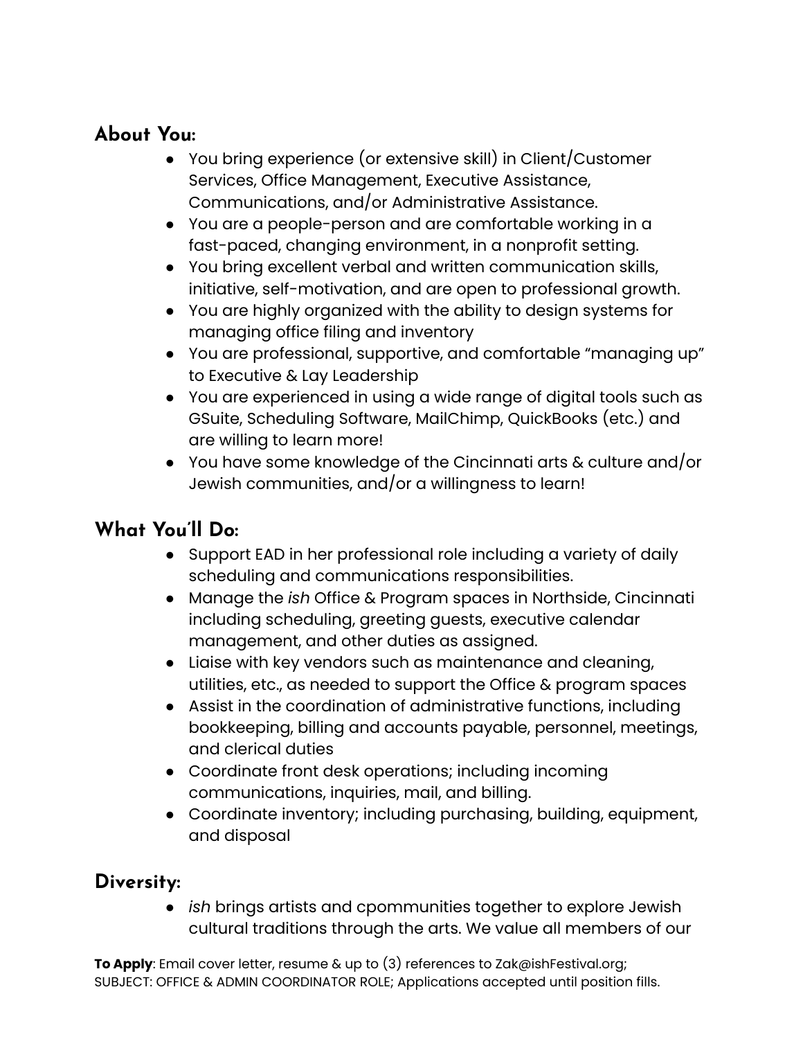## About You:

- You bring experience (or extensive skill) in Client/Customer Services, Office Management, Executive Assistance, Communications, and/or Administrative Assistance.
- You are a people-person and are comfortable working in a fast-paced, changing environment, in a nonprofit setting.
- You bring excellent verbal and written communication skills, initiative, self-motivation, and are open to professional growth.
- You are highly organized with the ability to design systems for managing office filing and inventory
- You are professional, supportive, and comfortable "managing up" to Executive & Lay Leadership
- You are experienced in using a wide range of digital tools such as GSuite, Scheduling Software, MailChimp, QuickBooks (etc.) and are willing to learn more!
- You have some knowledge of the Cincinnati arts & culture and/or Jewish communities, and/or a willingness to learn!

## What You'll Do:

- Support EAD in her professional role including a variety of daily scheduling and communications responsibilities.
- Manage the *ish* Office & Program spaces in Northside, Cincinnati including scheduling, greeting guests, executive calendar management, and other duties as assigned.
- Liaise with key vendors such as maintenance and cleaning, utilities, etc., as needed to support the Office & program spaces
- Assist in the coordination of administrative functions, including bookkeeping, billing and accounts payable, personnel, meetings, and clerical duties
- Coordinate front desk operations; including incoming communications, inquiries, mail, and billing.
- Coordinate inventory; including purchasing, building, equipment, and disposal

## Diversity:

- *ish* brings artists and cpommunities together to explore Jewish cultural traditions through the arts. We value all members of our

**To Apply**: Email cover letter, resume & up to (3) references to Zak@ishFestival.org; SUBJECT: OFFICE & ADMIN COORDINATOR ROLE; Applications accepted until position fills.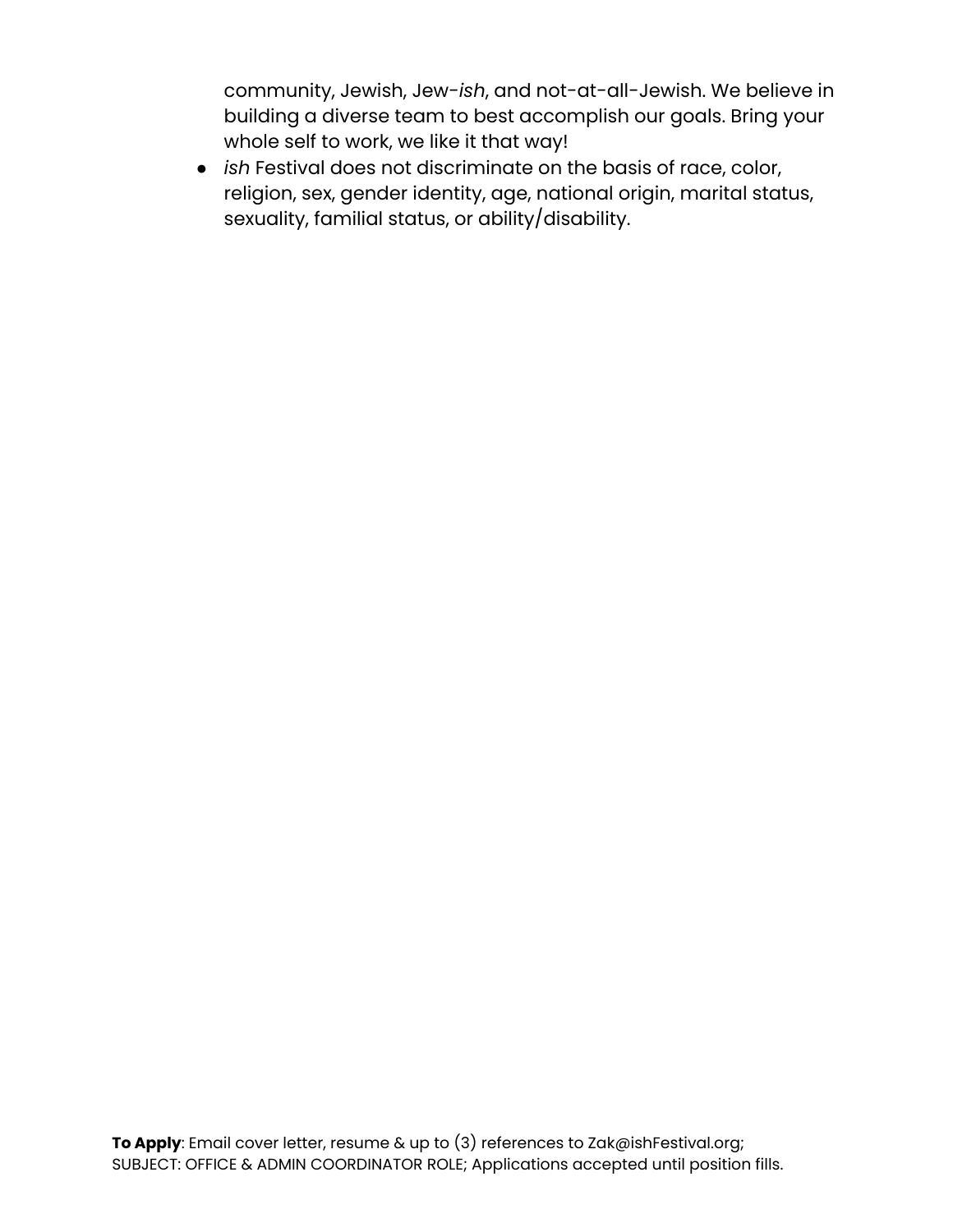community, Jewish, Jew-*ish*, and not-at-all-Jewish. We believe in building a diverse team to best accomplish our goals. Bring your whole self to work, we like it that way!

- *ish* Festival does not discriminate on the basis of race, color, religion, sex, gender identity, age, national origin, marital status, sexuality, familial status, or ability/disability.

**To Apply**: Email cover letter, resume & up to (3) references to Zak@ishFestival.org; SUBJECT: OFFICE & ADMIN COORDINATOR ROLE; Applications accepted until position fills.